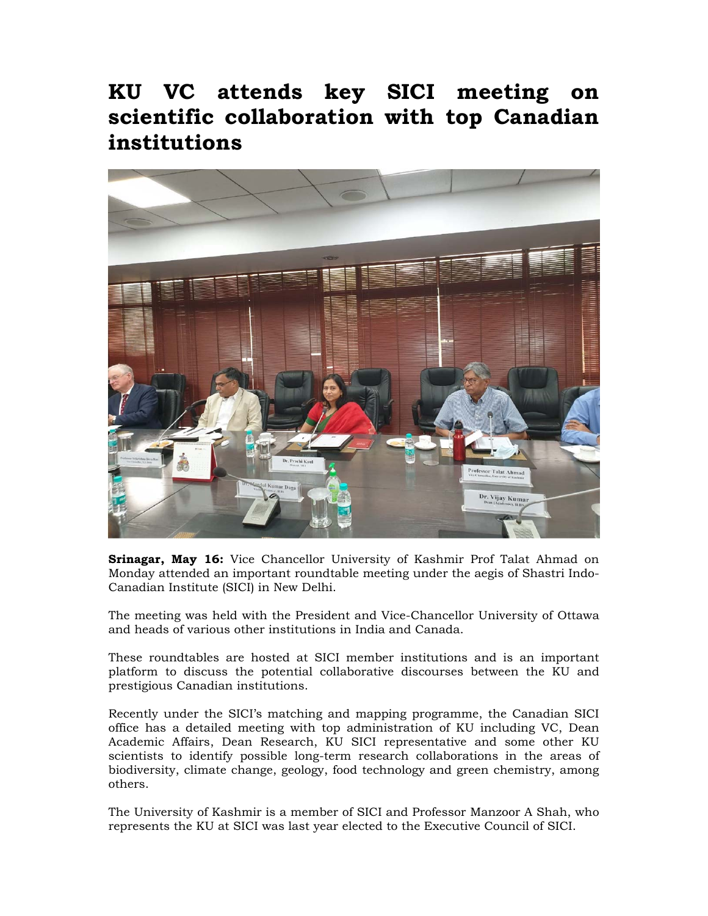# KU VC attends key SICI meeting on scientific collaboration with top Canadian institutions

**Srinagar, May 16:** Vice Chancellor University of Kashmir Prof Talat Ahmad on Monday attended an important roundtable meeting under the aegis of Shastri Indo-Canadian Institute (SICI) in New Delhi.

The meeting was held with the President and Vice-Chancellor University of Ottawa and heads of various other institutions in India and Canada.

These roundtables are hosted at SICI member institutions and is an important platform to discuss the potential collaborative discourses between the KU and prestigious Canadian institutions.

Recently under the SICI's matching and mapping programme, the Canadian SICI office has a detailed meeting with top administration of KU including VC, Dean Academic Affairs, Dean Research, KU SICI representative and some other KU scientists to identify possible long-term research collaborations in the areas of biodiversity, climate change, geology, food technology and green chemistry, among others.

The University of Kashmir is a member of SICI and Professor Manzoor A Shah, who represents the KU at SICI was last year elected to the Executive Council of SICI.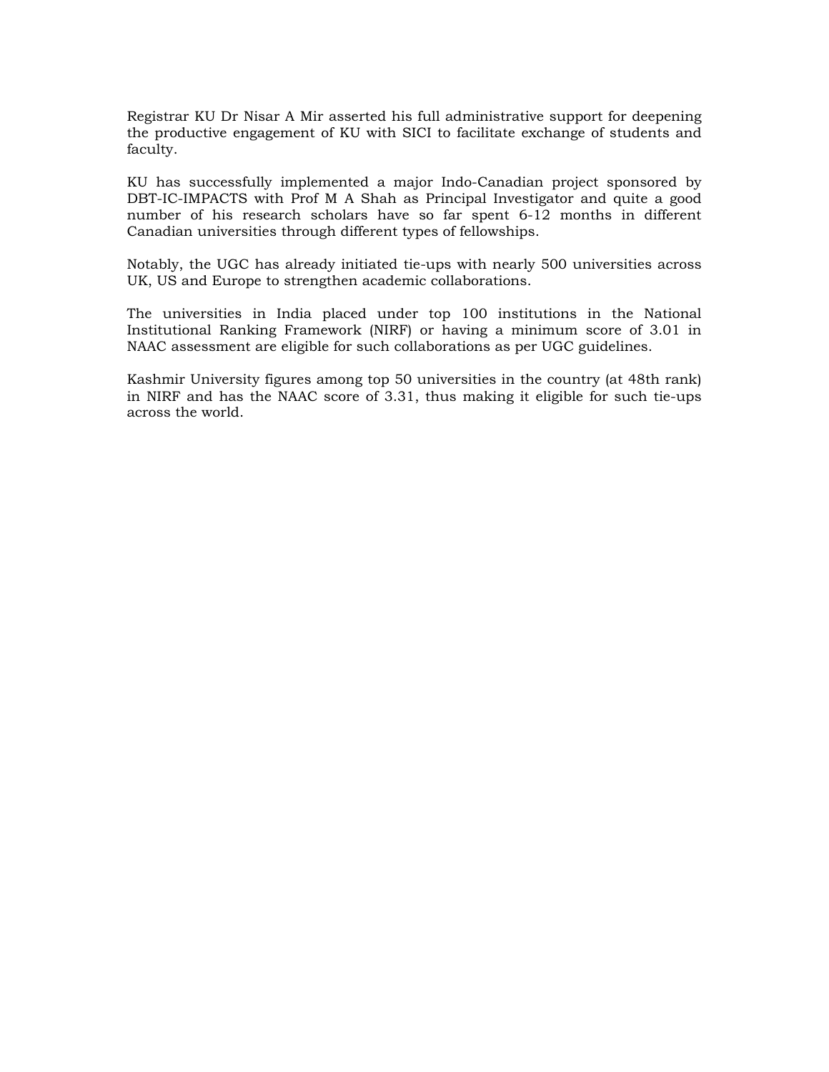Registrar KU Dr Nisar A Mir asserted his full administrative support for deepening the productive engagement of KU with SICI to facilitate exchange of students and faculty.

KU has successfully implemented a major Indo-Canadian project sponsored by DBT-IC-IMPACTS with Prof M A Shah as Principal Investigator and quite a good number of his research scholars have so far spent 6-12 months in different Canadian universities through different types of fellowships.

Notably, the UGC has already initiated tie-ups with nearly 500 universities across UK, US and Europe to strengthen academic collaborations.

The universities in India placed under top 100 institutions in the National Institutional Ranking Framework (NIRF) or having a minimum score of 3.01 in NAAC assessment are eligible for such collaborations as per UGC guidelines.

Kashmir University figures among top 50 universities in the country (at 48th rank) in NIRF and has the NAAC score of 3.31, thus making it eligible for such tie-ups across the world.